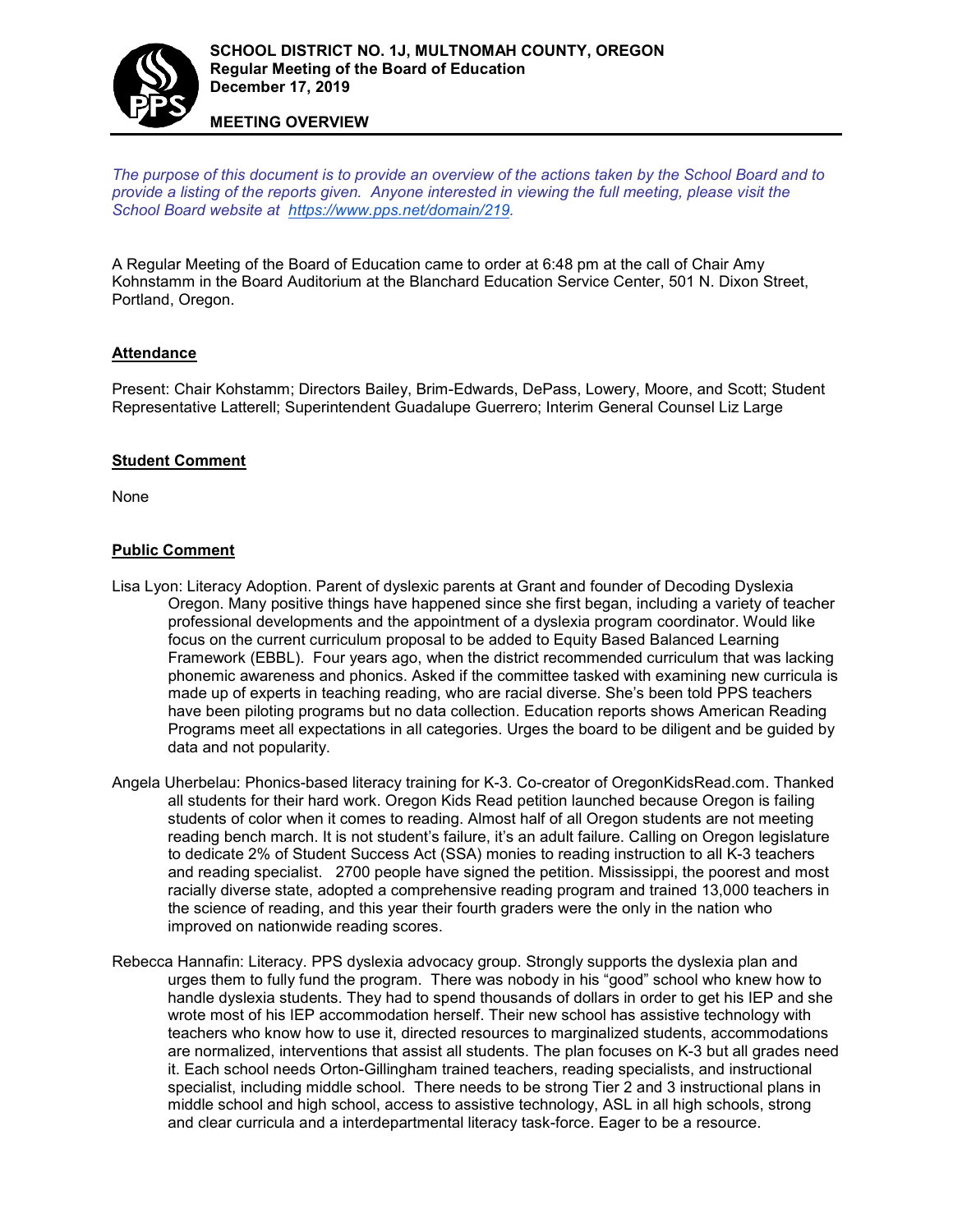**SCHOOL DISTRICT NO. 1J, MULTNOMAH COUNTY, OREGON**
**Regular Meeting of the Board of Education**
**December 17, 2019**

**MEETING OVERVIEW**

*The purpose of this document is to provide an overview of the actions taken by the School Board and to provide a listing of the reports given. Anyone interested in viewing the full meeting, please visit the School Board website at https://www.pps.net/domain/219.*

A Regular Meeting of the Board of Education came to order at 6:48 pm at the call of Chair Amy Kohnstamm in the Board Auditorium at the Blanchard Education Service Center, 501 N. Dixon Street, Portland, Oregon.

## Attendance

Present: Chair Kohstamm; Directors Bailey, Brim-Edwards, DePass, Lowery, Moore, and Scott; Student Representative Latterell; Superintendent Guadalupe Guerrero; Interim General Counsel Liz Large

## Student Comment

None

## Public Comment

Lisa Lyon: Literacy Adoption. Parent of dyslexic parents at Grant and founder of Decoding Dyslexia Oregon. Many positive things have happened since she first began, including a variety of teacher professional developments and the appointment of a dyslexia program coordinator. Would like focus on the current curriculum proposal to be added to Equity Based Balanced Learning Framework (EBBL). Four years ago, when the district recommended curriculum that was lacking phonemic awareness and phonics. Asked if the committee tasked with examining new curricula is made up of experts in teaching reading, who are racial diverse. She's been told PPS teachers have been piloting programs but no data collection. Education reports shows American Reading Programs meet all expectations in all categories. Urges the board to be diligent and be guided by data and not popularity.

Angela Uherbelau: Phonics-based literacy training for K-3. Co-creator of OregonKidsRead.com. Thanked all students for their hard work. Oregon Kids Read petition launched because Oregon is failing students of color when it comes to reading. Almost half of all Oregon students are not meeting reading bench march. It is not student's failure, it's an adult failure. Calling on Oregon legislature to dedicate 2% of Student Success Act (SSA) monies to reading instruction to all K-3 teachers and reading specialist. 2700 people have signed the petition. Mississippi, the poorest and most racially diverse state, adopted a comprehensive reading program and trained 13,000 teachers in the science of reading, and this year their fourth graders were the only in the nation who improved on nationwide reading scores.

Rebecca Hannafin: Literacy. PPS dyslexia advocacy group. Strongly supports the dyslexia plan and urges them to fully fund the program. There was nobody in his "good" school who knew how to handle dyslexia students. They had to spend thousands of dollars in order to get his IEP and she wrote most of his IEP accommodation herself. Their new school has assistive technology with teachers who know how to use it, directed resources to marginalized students, accommodations are normalized, interventions that assist all students. The plan focuses on K-3 but all grades need it. Each school needs Orton-Gillingham trained teachers, reading specialists, and instructional specialist, including middle school. There needs to be strong Tier 2 and 3 instructional plans in middle school and high school, access to assistive technology, ASL in all high schools, strong and clear curricula and a interdepartmental literacy task-force. Eager to be a resource.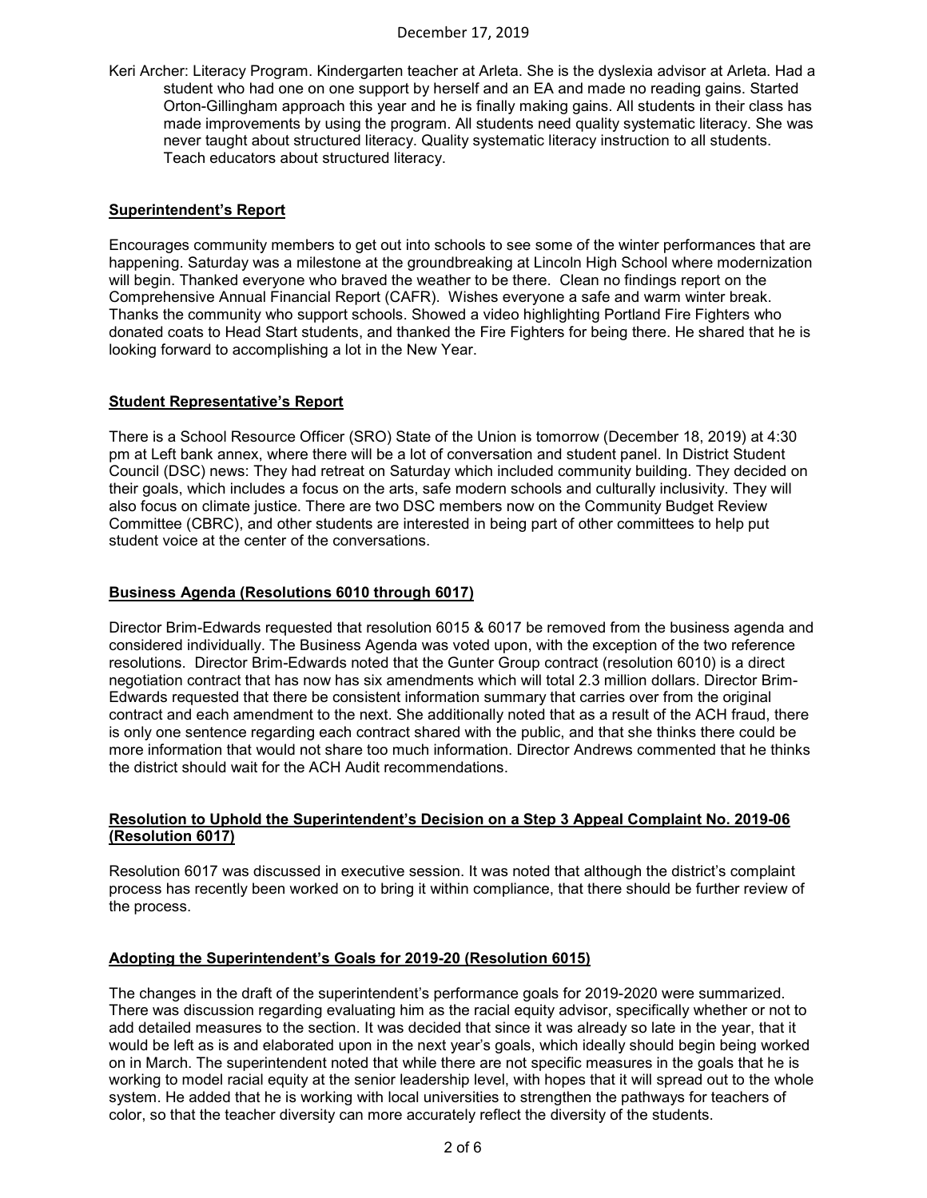Keri Archer: Literacy Program. Kindergarten teacher at Arleta. She is the dyslexia advisor at Arleta. Had a student who had one on one support by herself and an EA and made no reading gains. Started Orton-Gillingham approach this year and he is finally making gains. All students in their class has made improvements by using the program. All students need quality systematic literacy. She was never taught about structured literacy. Quality systematic literacy instruction to all students. Teach educators about structured literacy.

**Superintendent's Report**

Encourages community members to get out into schools to see some of the winter performances that are happening. Saturday was a milestone at the groundbreaking at Lincoln High School where modernization will begin. Thanked everyone who braved the weather to be there. Clean no findings report on the Comprehensive Annual Financial Report (CAFR). Wishes everyone a safe and warm winter break. Thanks the community who support schools. Showed a video highlighting Portland Fire Fighters who donated coats to Head Start students, and thanked the Fire Fighters for being there. He shared that he is looking forward to accomplishing a lot in the New Year.

**Student Representative's Report**

There is a School Resource Officer (SRO) State of the Union is tomorrow (December 18, 2019) at 4:30 pm at Left bank annex, where there will be a lot of conversation and student panel. In District Student Council (DSC) news: They had retreat on Saturday which included community building. They decided on their goals, which includes a focus on the arts, safe modern schools and culturally inclusivity. They will also focus on climate justice. There are two DSC members now on the Community Budget Review Committee (CBRC), and other students are interested in being part of other committees to help put student voice at the center of the conversations.

**Business Agenda (Resolutions 6010 through 6017)**

Director Brim-Edwards requested that resolution 6015 & 6017 be removed from the business agenda and considered individually. The Business Agenda was voted upon, with the exception of the two reference resolutions. Director Brim-Edwards noted that the Gunter Group contract (resolution 6010) is a direct negotiation contract that has now has six amendments which will total 2.3 million dollars. Director Brim-Edwards requested that there be consistent information summary that carries over from the original contract and each amendment to the next. She additionally noted that as a result of the ACH fraud, there is only one sentence regarding each contract shared with the public, and that she thinks there could be more information that would not share too much information. Director Andrews commented that he thinks the district should wait for the ACH Audit recommendations.

**Resolution to Uphold the Superintendent's Decision on a Step 3 Appeal Complaint No. 2019-06 (Resolution 6017)**

Resolution 6017 was discussed in executive session. It was noted that although the district's complaint process has recently been worked on to bring it within compliance, that there should be further review of the process.

**Adopting the Superintendent's Goals for 2019-20 (Resolution 6015)**

The changes in the draft of the superintendent's performance goals for 2019-2020 were summarized. There was discussion regarding evaluating him as the racial equity advisor, specifically whether or not to add detailed measures to the section. It was decided that since it was already so late in the year, that it would be left as is and elaborated upon in the next year's goals, which ideally should begin being worked on in March. The superintendent noted that while there are not specific measures in the goals that he is working to model racial equity at the senior leadership level, with hopes that it will spread out to the whole system. He added that he is working with local universities to strengthen the pathways for teachers of color, so that the teacher diversity can more accurately reflect the diversity of the students.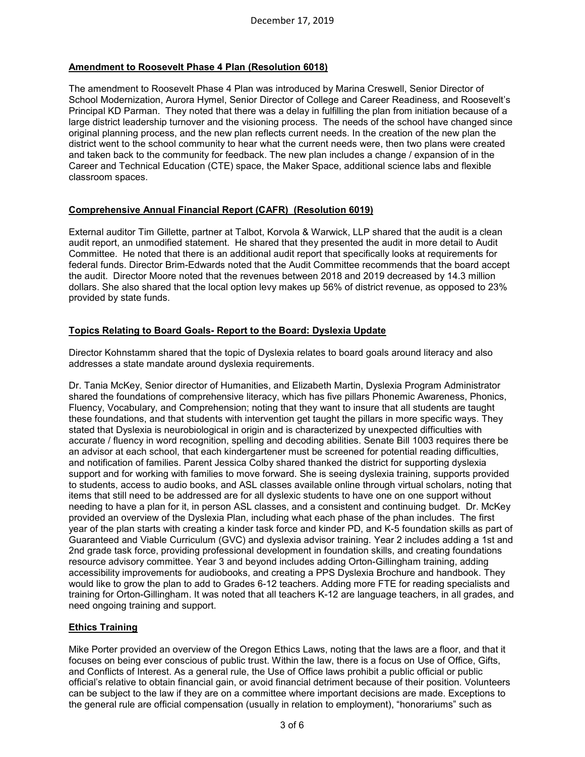**Amendment to Roosevelt Phase 4 Plan (Resolution 6018)**

The amendment to Roosevelt Phase 4 Plan was introduced by Marina Creswell, Senior Director of School Modernization, Aurora Hymel, Senior Director of College and Career Readiness, and Roosevelt's Principal KD Parman. They noted that there was a delay in fulfilling the plan from initiation because of a large district leadership turnover and the visioning process. The needs of the school have changed since original planning process, and the new plan reflects current needs. In the creation of the new plan the district went to the school community to hear what the current needs were, then two plans were created and taken back to the community for feedback. The new plan includes a change / expansion of in the Career and Technical Education (CTE) space, the Maker Space, additional science labs and flexible classroom spaces.

**Comprehensive Annual Financial Report (CAFR) (Resolution 6019)**

External auditor Tim Gillette, partner at Talbot, Korvola & Warwick, LLP shared that the audit is a clean audit report, an unmodified statement. He shared that they presented the audit in more detail to Audit Committee. He noted that there is an additional audit report that specifically looks at requirements for federal funds. Director Brim-Edwards noted that the Audit Committee recommends that the board accept the audit. Director Moore noted that the revenues between 2018 and 2019 decreased by 14.3 million dollars. She also shared that the local option levy makes up 56% of district revenue, as opposed to 23% provided by state funds.

**Topics Relating to Board Goals- Report to the Board: Dyslexia Update**

Director Kohnstamm shared that the topic of Dyslexia relates to board goals around literacy and also addresses a state mandate around dyslexia requirements.

Dr. Tania McKey, Senior director of Humanities, and Elizabeth Martin, Dyslexia Program Administrator shared the foundations of comprehensive literacy, which has five pillars Phonemic Awareness, Phonics, Fluency, Vocabulary, and Comprehension; noting that they want to insure that all students are taught these foundations, and that students with intervention get taught the pillars in more specific ways. They stated that Dyslexia is neurobiological in origin and is characterized by unexpected difficulties with accurate / fluency in word recognition, spelling and decoding abilities. Senate Bill 1003 requires there be an advisor at each school, that each kindergartener must be screened for potential reading difficulties, and notification of families. Parent Jessica Colby shared thanked the district for supporting dyslexia support and for working with families to move forward. She is seeing dyslexia training, supports provided to students, access to audio books, and ASL classes available online through virtual scholars, noting that items that still need to be addressed are for all dyslexic students to have one on one support without needing to have a plan for it, in person ASL classes, and a consistent and continuing budget. Dr. McKey provided an overview of the Dyslexia Plan, including what each phase of the phan includes. The first year of the plan starts with creating a kinder task force and kinder PD, and K-5 foundation skills as part of Guaranteed and Viable Curriculum (GVC) and dyslexia advisor training. Year 2 includes adding a 1st and 2nd grade task force, providing professional development in foundation skills, and creating foundations resource advisory committee. Year 3 and beyond includes adding Orton-Gillingham training, adding accessibility improvements for audiobooks, and creating a PPS Dyslexia Brochure and handbook. They would like to grow the plan to add to Grades 6-12 teachers. Adding more FTE for reading specialists and training for Orton-Gillingham. It was noted that all teachers K-12 are language teachers, in all grades, and need ongoing training and support.

**Ethics Training**

Mike Porter provided an overview of the Oregon Ethics Laws, noting that the laws are a floor, and that it focuses on being ever conscious of public trust. Within the law, there is a focus on Use of Office, Gifts, and Conflicts of Interest. As a general rule, the Use of Office laws prohibit a public official or public official's relative to obtain financial gain, or avoid financial detriment because of their position. Volunteers can be subject to the law if they are on a committee where important decisions are made. Exceptions to the general rule are official compensation (usually in relation to employment), "honorariums" such as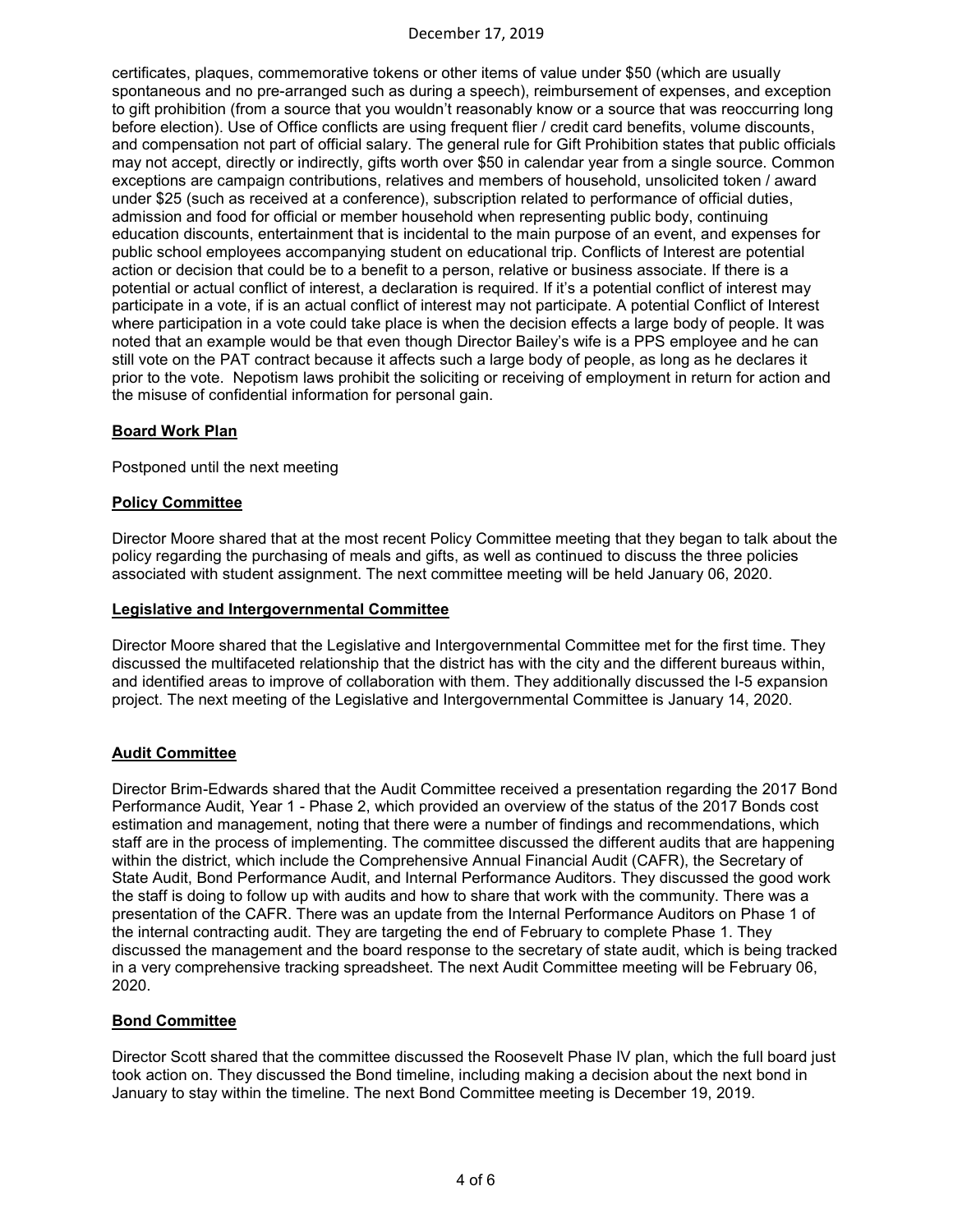certificates, plaques, commemorative tokens or other items of value under $50 (which are usually spontaneous and no pre-arranged such as during a speech), reimbursement of expenses, and exception to gift prohibition (from a source that you wouldn't reasonably know or a source that was reoccurring long before election). Use of Office conflicts are using frequent flier / credit card benefits, volume discounts, and compensation not part of official salary. The general rule for Gift Prohibition states that public officials may not accept, directly or indirectly, gifts worth over $50 in calendar year from a single source. Common exceptions are campaign contributions, relatives and members of household, unsolicited token / award under $25 (such as received at a conference), subscription related to performance of official duties, admission and food for official or member household when representing public body, continuing education discounts, entertainment that is incidental to the main purpose of an event, and expenses for public school employees accompanying student on educational trip. Conflicts of Interest are potential action or decision that could be to a benefit to a person, relative or business associate. If there is a potential or actual conflict of interest, a declaration is required. If it's a potential conflict of interest may participate in a vote, if is an actual conflict of interest may not participate. A potential Conflict of Interest where participation in a vote could take place is when the decision effects a large body of people. It was noted that an example would be that even though Director Bailey's wife is a PPS employee and he can still vote on the PAT contract because it affects such a large body of people, as long as he declares it prior to the vote. Nepotism laws prohibit the soliciting or receiving of employment in return for action and the misuse of confidential information for personal gain.

**Board Work Plan**

Postponed until the next meeting

**Policy Committee**

Director Moore shared that at the most recent Policy Committee meeting that they began to talk about the policy regarding the purchasing of meals and gifts, as well as continued to discuss the three policies associated with student assignment. The next committee meeting will be held January 06, 2020.

**Legislative and Intergovernmental Committee**

Director Moore shared that the Legislative and Intergovernmental Committee met for the first time. They discussed the multifaceted relationship that the district has with the city and the different bureaus within, and identified areas to improve of collaboration with them. They additionally discussed the I-5 expansion project. The next meeting of the Legislative and Intergovernmental Committee is January 14, 2020.

**Audit Committee**

Director Brim-Edwards shared that the Audit Committee received a presentation regarding the 2017 Bond Performance Audit, Year 1 - Phase 2, which provided an overview of the status of the 2017 Bonds cost estimation and management, noting that there were a number of findings and recommendations, which staff are in the process of implementing. The committee discussed the different audits that are happening within the district, which include the Comprehensive Annual Financial Audit (CAFR), the Secretary of State Audit, Bond Performance Audit, and Internal Performance Auditors. They discussed the good work the staff is doing to follow up with audits and how to share that work with the community. There was a presentation of the CAFR. There was an update from the Internal Performance Auditors on Phase 1 of the internal contracting audit. They are targeting the end of February to complete Phase 1. They discussed the management and the board response to the secretary of state audit, which is being tracked in a very comprehensive tracking spreadsheet. The next Audit Committee meeting will be February 06, 2020.

**Bond Committee**

Director Scott shared that the committee discussed the Roosevelt Phase IV plan, which the full board just took action on. They discussed the Bond timeline, including making a decision about the next bond in January to stay within the timeline. The next Bond Committee meeting is December 19, 2019.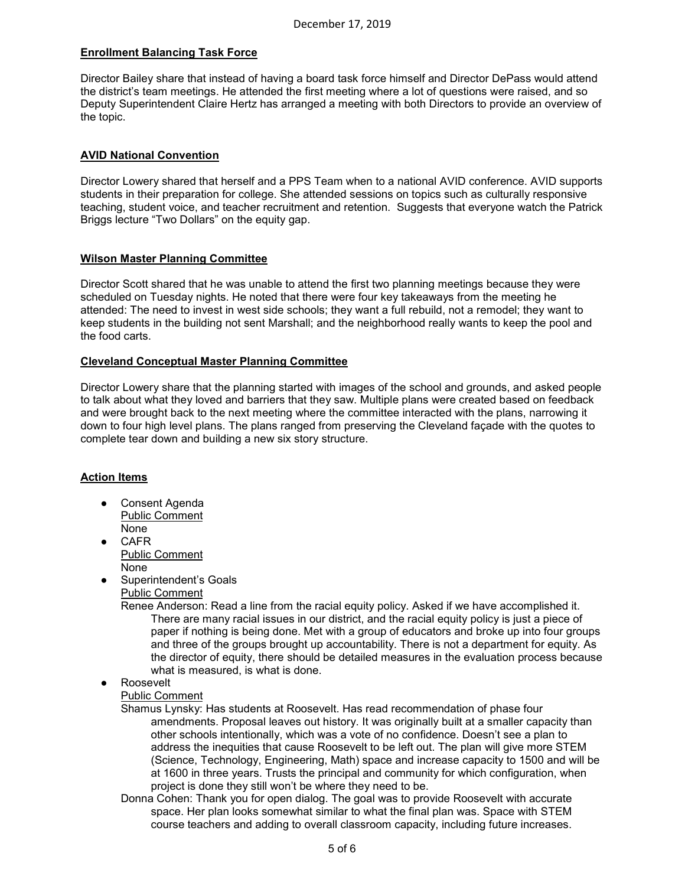## Enrollment Balancing Task Force

Director Bailey share that instead of having a board task force himself and Director DePass would attend the district's team meetings. He attended the first meeting where a lot of questions were raised, and so Deputy Superintendent Claire Hertz has arranged a meeting with both Directors to provide an overview of the topic.

## AVID National Convention

Director Lowery shared that herself and a PPS Team when to a national AVID conference. AVID supports students in their preparation for college. She attended sessions on topics such as culturally responsive teaching, student voice, and teacher recruitment and retention. Suggests that everyone watch the Patrick Briggs lecture "Two Dollars" on the equity gap.

## Wilson Master Planning Committee

Director Scott shared that he was unable to attend the first two planning meetings because they were scheduled on Tuesday nights. He noted that there were four key takeaways from the meeting he attended: The need to invest in west side schools; they want a full rebuild, not a remodel; they want to keep students in the building not sent Marshall; and the neighborhood really wants to keep the pool and the food carts.

## Cleveland Conceptual Master Planning Committee

Director Lowery share that the planning started with images of the school and grounds, and asked people to talk about what they loved and barriers that they saw. Multiple plans were created based on feedback and were brought back to the next meeting where the committee interacted with the plans, narrowing it down to four high level plans. The plans ranged from preserving the Cleveland façade with the quotes to complete tear down and building a new six story structure.

## Action Items

- Consent Agenda
  Public Comment
  None
- CAFR
  Public Comment
  None
- Superintendent's Goals
  Public Comment
  Renee Anderson: Read a line from the racial equity policy. Asked if we have accomplished it. There are many racial issues in our district, and the racial equity policy is just a piece of paper if nothing is being done. Met with a group of educators and broke up into four groups and three of the groups brought up accountability. There is not a department for equity. As the director of equity, there should be detailed measures in the evaluation process because what is measured, is what is done.
- Roosevelt
  Public Comment
  Shamus Lynsky: Has students at Roosevelt. Has read recommendation of phase four amendments. Proposal leaves out history. It was originally built at a smaller capacity than other schools intentionally, which was a vote of no confidence. Doesn't see a plan to address the inequities that cause Roosevelt to be left out. The plan will give more STEM (Science, Technology, Engineering, Math) space and increase capacity to 1500 and will be at 1600 in three years. Trusts the principal and community for which configuration, when project is done they still won't be where they need to be.
  Donna Cohen: Thank you for open dialog. The goal was to provide Roosevelt with accurate space. Her plan looks somewhat similar to what the final plan was. Space with STEM course teachers and adding to overall classroom capacity, including future increases.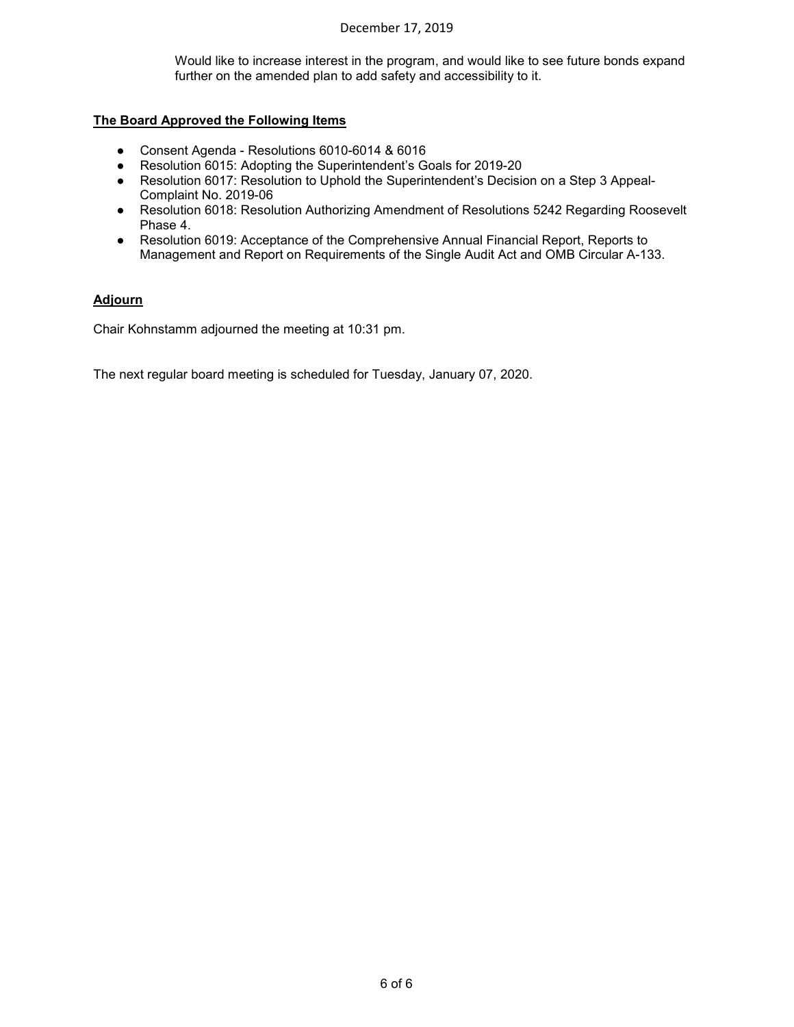Would like to increase interest in the program, and would like to see future bonds expand further on the amended plan to add safety and accessibility to it.

**The Board Approved the Following Items**

- Consent Agenda - Resolutions 6010-6014 & 6016
- Resolution 6015: Adopting the Superintendent's Goals for 2019-20
- Resolution 6017: Resolution to Uphold the Superintendent's Decision on a Step 3 Appeal-Complaint No. 2019-06
- Resolution 6018: Resolution Authorizing Amendment of Resolutions 5242 Regarding Roosevelt Phase 4.
- Resolution 6019: Acceptance of the Comprehensive Annual Financial Report, Reports to Management and Report on Requirements of the Single Audit Act and OMB Circular A-133.

**Adjourn**

Chair Kohnstamm adjourned the meeting at 10:31 pm.

The next regular board meeting is scheduled for Tuesday, January 07, 2020.